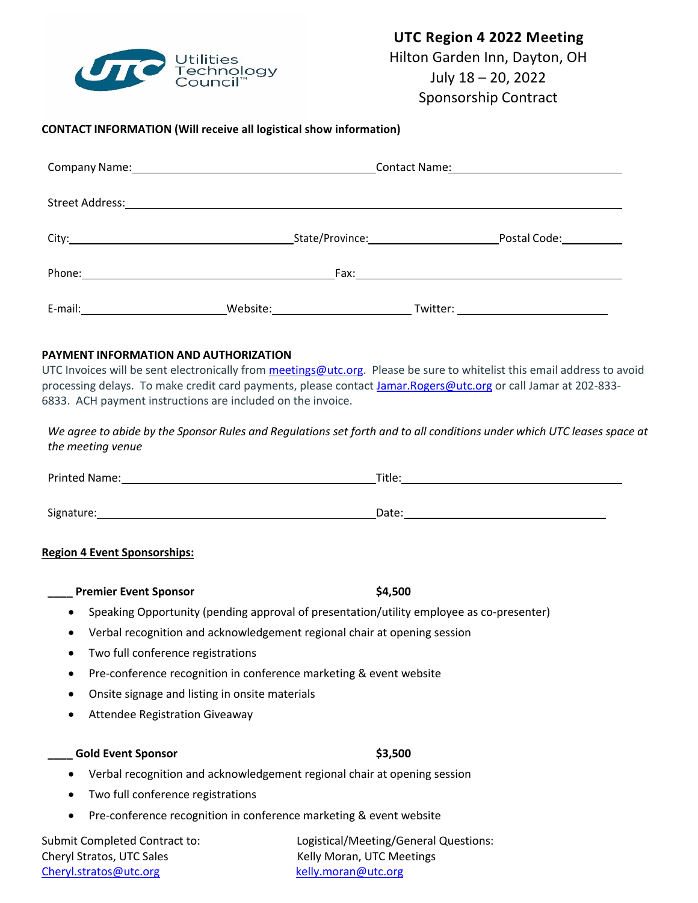# UTC Region 4 2022 Meeting

Hilton Garden Inn, Dayton, OH
July 18 – 20, 2022
Sponsorship Contract

**CONTACT INFORMATION (Will receive all logistical show information)**

Company Name:______________________________ Contact Name:______________________________

Street Address:____________________________________________________________

City:______________________________ State/Province:____________________ Postal Code:__________

Phone:______________________________ Fax:______________________________

E-mail:____________________ Website:____________________ Twitter:____________________

**PAYMENT INFORMATION AND AUTHORIZATION**

UTC Invoices will be sent electronically from meetings@utc.org. Please be sure to whitelist this email address to avoid processing delays. To make credit card payments, please contact Jamar.Rogers@utc.org or call Jamar at 202-833-6833. ACH payment instructions are included on the invoice.

*We agree to abide by the Sponsor Rules and Regulations set forth and to all conditions under which UTC leases space at the meeting venue*

Printed Name:______________________________ Title:______________________________

Signature:______________________________ Date:______________________________

**Region 4 Event Sponsorships:**

____ **Premier Event Sponsor** **$4,500**

- Speaking Opportunity (pending approval of presentation/utility employee as co-presenter)
- Verbal recognition and acknowledgement regional chair at opening session
- Two full conference registrations
- Pre-conference recognition in conference marketing & event website
- Onsite signage and listing in onsite materials
- Attendee Registration Giveaway

____ **Gold Event Sponsor** **$3,500**

- Verbal recognition and acknowledgement regional chair at opening session
- Two full conference registrations
- Pre-conference recognition in conference marketing & event website

Submit Completed Contract to:
Cheryl Stratos, UTC Sales
Cheryl.stratos@utc.org

Logistical/Meeting/General Questions:
Kelly Moran, UTC Meetings
kelly.moran@utc.org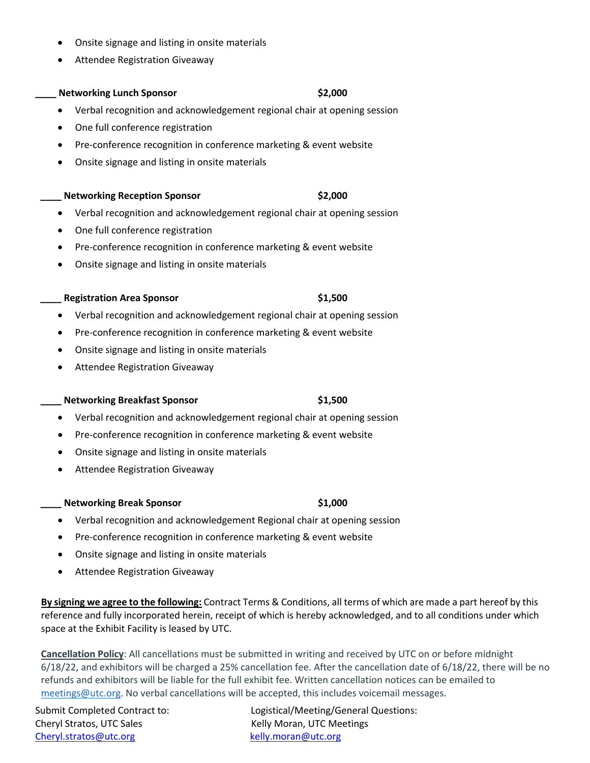- Onsite signage and listing in onsite materials
- Attendee Registration Giveaway

**____ Networking Lunch Sponsor** **$2,000**

- Verbal recognition and acknowledgement regional chair at opening session
- One full conference registration
- Pre-conference recognition in conference marketing & event website
- Onsite signage and listing in onsite materials

**____ Networking Reception Sponsor** **$2,000**

- Verbal recognition and acknowledgement regional chair at opening session
- One full conference registration
- Pre-conference recognition in conference marketing & event website
- Onsite signage and listing in onsite materials

**____ Registration Area Sponsor** **$1,500**

- Verbal recognition and acknowledgement regional chair at opening session
- Pre-conference recognition in conference marketing & event website
- Onsite signage and listing in onsite materials
- Attendee Registration Giveaway

**____ Networking Breakfast Sponsor** **$1,500**

- Verbal recognition and acknowledgement regional chair at opening session
- Pre-conference recognition in conference marketing & event website
- Onsite signage and listing in onsite materials
- Attendee Registration Giveaway

**____ Networking Break Sponsor** **$1,000**

- Verbal recognition and acknowledgement Regional chair at opening session
- Pre-conference recognition in conference marketing & event website
- Onsite signage and listing in onsite materials
- Attendee Registration Giveaway

**By signing we agree to the following:** Contract Terms & Conditions, all terms of which are made a part hereof by this reference and fully incorporated herein, receipt of which is hereby acknowledged, and to all conditions under which space at the Exhibit Facility is leased by UTC.

**Cancellation Policy**: All cancellations must be submitted in writing and received by UTC on or before midnight 6/18/22, and exhibitors will be charged a 25% cancellation fee. After the cancellation date of 6/18/22, there will be no refunds and exhibitors will be liable for the full exhibit fee. Written cancellation notices can be emailed to meetings@utc.org. No verbal cancellations will be accepted, this includes voicemail messages.

Submit Completed Contract to:
Cheryl Stratos, UTC Sales
Cheryl.stratos@utc.org

Logistical/Meeting/General Questions:
Kelly Moran, UTC Meetings
kelly.moran@utc.org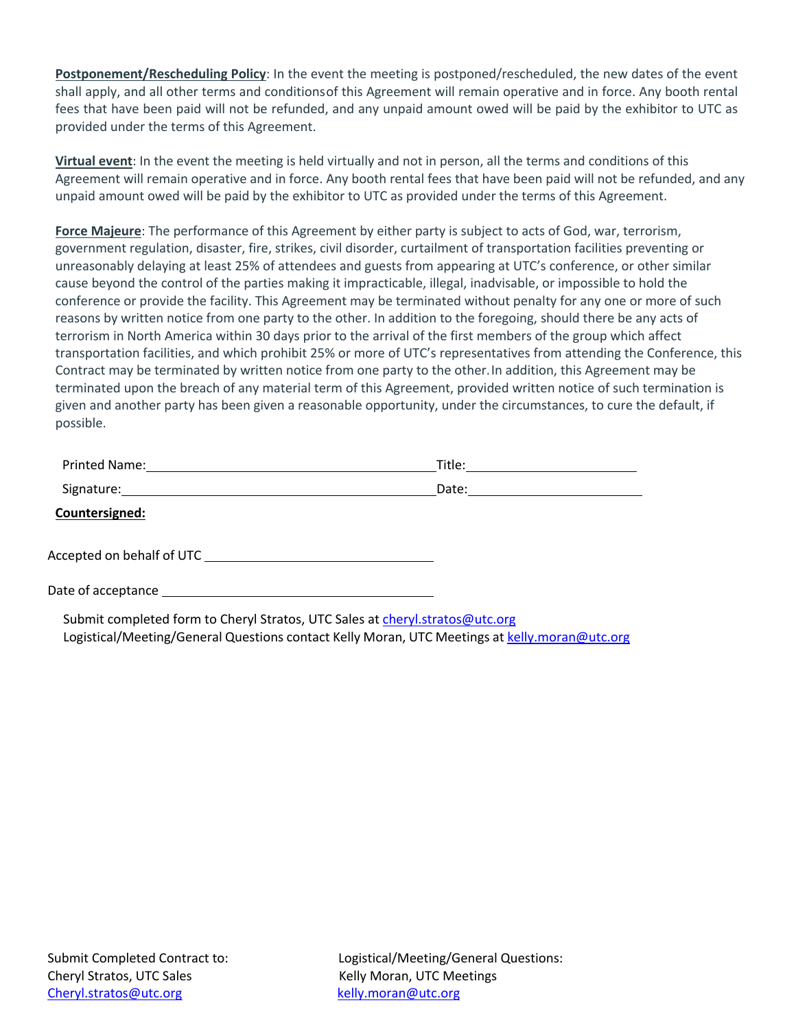**Postponement/Rescheduling Policy**: In the event the meeting is postponed/rescheduled, the new dates of the event shall apply, and all other terms and conditionsof this Agreement will remain operative and in force. Any booth rental fees that have been paid will not be refunded, and any unpaid amount owed will be paid by the exhibitor to UTC as provided under the terms of this Agreement.

**Virtual event**: In the event the meeting is held virtually and not in person, all the terms and conditions of this Agreement will remain operative and in force. Any booth rental fees that have been paid will not be refunded, and any unpaid amount owed will be paid by the exhibitor to UTC as provided under the terms of this Agreement.

**Force Majeure**: The performance of this Agreement by either party is subject to acts of God, war, terrorism, government regulation, disaster, fire, strikes, civil disorder, curtailment of transportation facilities preventing or unreasonably delaying at least 25% of attendees and guests from appearing at UTC's conference, or other similar cause beyond the control of the parties making it impracticable, illegal, inadvisable, or impossible to hold the conference or provide the facility. This Agreement may be terminated without penalty for any one or more of such reasons by written notice from one party to the other. In addition to the foregoing, should there be any acts of terrorism in North America within 30 days prior to the arrival of the first members of the group which affect transportation facilities, and which prohibit 25% or more of UTC's representatives from attending the Conference, this Contract may be terminated by written notice from one party to the other. In addition, this Agreement may be terminated upon the breach of any material term of this Agreement, provided written notice of such termination is given and another party has been given a reasonable opportunity, under the circumstances, to cure the default, if possible.

Printed Name: ______________________________ Title: ____________________

Signature: ______________________________ Date: ____________________

**Countersigned:**

Accepted on behalf of UTC ______________________________

Date of acceptance ______________________________

Submit completed form to Cheryl Stratos, UTC Sales at cheryl.stratos@utc.org
Logistical/Meeting/General Questions contact Kelly Moran, UTC Meetings at kelly.moran@utc.org